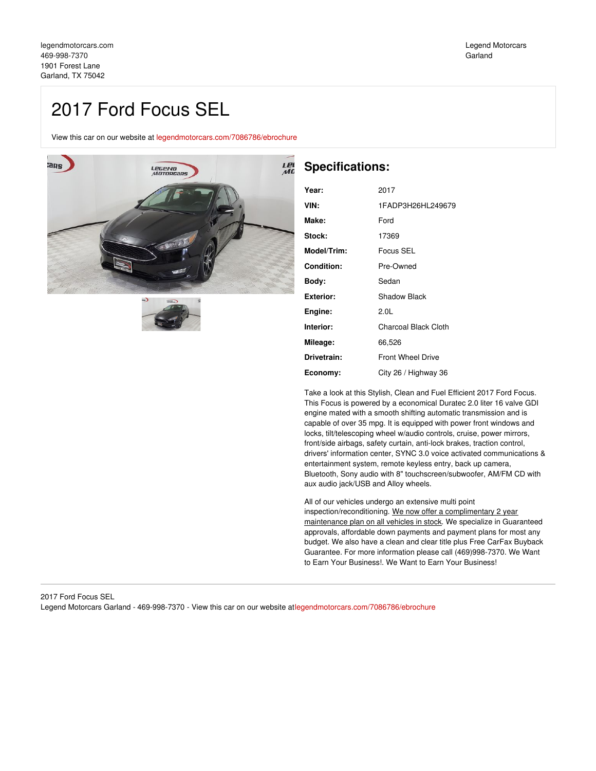legendmotorcars.com
469-998-7370
1901 Forest Lane
Garland, TX 75042

Legend Motorcars
Garland

# 2017 Ford Focus SEL

View this car on our website at legendmotorcars.com/7086786/ebrochure

## Specifications:

| | |
|---|---|
| **Year:** | 2017 |
| **VIN:** | 1FADP3H26HL249679 |
| **Make:** | Ford |
| **Stock:** | 17369 |
| **Model/Trim:** | Focus SEL |
| **Condition:** | Pre-Owned |
| **Body:** | Sedan |
| **Exterior:** | Shadow Black |
| **Engine:** | 2.0L |
| **Interior:** | Charcoal Black Cloth |
| **Mileage:** | 66,526 |
| **Drivetrain:** | Front Wheel Drive |
| **Economy:** | City 26 / Highway 36 |

Take a look at this Stylish, Clean and Fuel Efficient 2017 Ford Focus. This Focus is powered by a economical Duratec 2.0 liter 16 valve GDI engine mated with a smooth shifting automatic transmission and is capable of over 35 mpg. It is equipped with power front windows and locks, tilt/telescoping wheel w/audio controls, cruise, power mirrors, front/side airbags, safety curtain, anti-lock brakes, traction control, drivers' information center, SYNC 3.0 voice activated communications & entertainment system, remote keyless entry, back up camera, Bluetooth, Sony audio with 8" touchscreen/subwoofer, AM/FM CD with aux audio jack/USB and Alloy wheels.

All of our vehicles undergo an extensive multi point inspection/reconditioning. We now offer a complimentary 2 year maintenance plan on all vehicles in stock. We specialize in Guaranteed approvals, affordable down payments and payment plans for most any budget. We also have a clean and clear title plus Free CarFax Buyback Guarantee. For more information please call (469)998-7370. We Want to Earn Your Business!. We Want to Earn Your Business!

2017 Ford Focus SEL
Legend Motorcars Garland - 469-998-7370 - View this car on our website atlegendmotorcars.com/7086786/ebrochure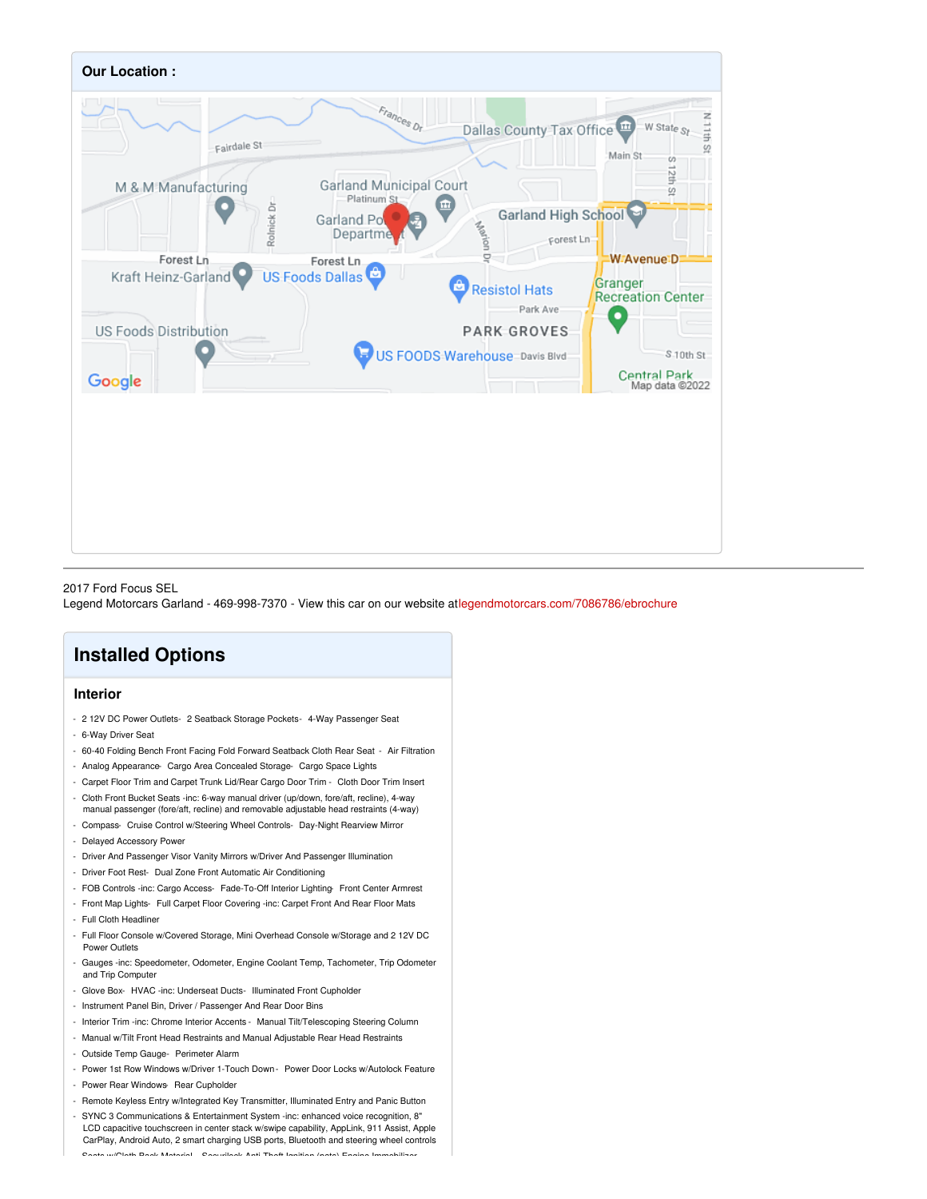## Our Location :

2017 Ford Focus SEL
Legend Motorcars Garland - 469-998-7370 - View this car on our website at legendmotorcars.com/7086786/ebrochure

# Installed Options

## Interior

- 2 12V DC Power Outlets- 2 Seatback Storage Pockets- 4-Way Passenger Seat
- 6-Way Driver Seat
- 60-40 Folding Bench Front Facing Fold Forward Seatback Cloth Rear Seat - Air Filtration
- Analog Appearance- Cargo Area Concealed Storage- Cargo Space Lights
- Carpet Floor Trim and Carpet Trunk Lid/Rear Cargo Door Trim - Cloth Door Trim Insert
- Cloth Front Bucket Seats -inc: 6-way manual driver (up/down, fore/aft, recline), 4-way manual passenger (fore/aft, recline) and removable adjustable head restraints (4-way)
- Compass- Cruise Control w/Steering Wheel Controls- Day-Night Rearview Mirror
- Delayed Accessory Power
- Driver And Passenger Visor Vanity Mirrors w/Driver And Passenger Illumination
- Driver Foot Rest- Dual Zone Front Automatic Air Conditioning
- FOB Controls -inc: Cargo Access- Fade-To-Off Interior Lighting- Front Center Armrest
- Front Map Lights- Full Carpet Floor Covering -inc: Carpet Front And Rear Floor Mats
- Full Cloth Headliner
- Full Floor Console w/Covered Storage, Mini Overhead Console w/Storage and 2 12V DC Power Outlets
- Gauges -inc: Speedometer, Odometer, Engine Coolant Temp, Tachometer, Trip Odometer and Trip Computer
- Glove Box- HVAC -inc: Underseat Ducts- Illuminated Front Cupholder
- Instrument Panel Bin, Driver / Passenger And Rear Door Bins
- Interior Trim -inc: Chrome Interior Accents - Manual Tilt/Telescoping Steering Column
- Manual w/Tilt Front Head Restraints and Manual Adjustable Rear Head Restraints
- Outside Temp Gauge- Perimeter Alarm
- Power 1st Row Windows w/Driver 1-Touch Down - Power Door Locks w/Autolock Feature
- Power Rear Windows- Rear Cupholder
- Remote Keyless Entry w/Integrated Key Transmitter, Illuminated Entry and Panic Button
- SYNC 3 Communications & Entertainment System -inc: enhanced voice recognition, 8" LCD capacitive touchscreen in center stack w/swipe capability, AppLink, 911 Assist, Apple CarPlay, Android Auto, 2 smart charging USB ports, Bluetooth and steering wheel controls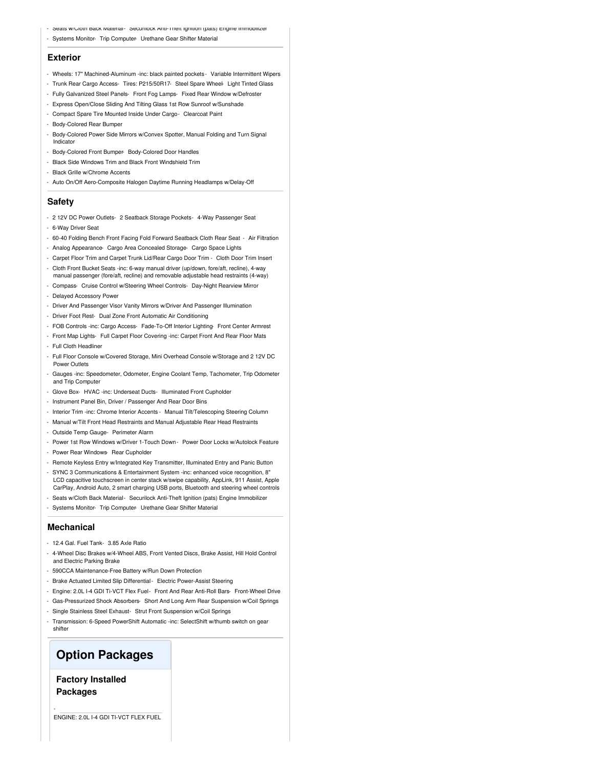- Seats w/Cloth Back Material - Securilock Anti-Theft Ignition (pats) Engine Immobilizer
- Systems Monitor - Trip Computer - Urethane Gear Shifter Material

## Exterior

- Wheels: 17" Machined-Aluminum -inc: black painted pockets - Variable Intermittent Wipers
- Trunk Rear Cargo Access - Tires: P215/50R17 - Steel Spare Wheel - Light Tinted Glass
- Fully Galvanized Steel Panels - Front Fog Lamps - Fixed Rear Window w/Defroster
- Express Open/Close Sliding And Tilting Glass 1st Row Sunroof w/Sunshade
- Compact Spare Tire Mounted Inside Under Cargo - Clearcoat Paint
- Body-Colored Rear Bumper
- Body-Colored Power Side Mirrors w/Convex Spotter, Manual Folding and Turn Signal Indicator
- Body-Colored Front Bumper - Body-Colored Door Handles
- Black Side Windows Trim and Black Front Windshield Trim
- Black Grille w/Chrome Accents
- Auto On/Off Aero-Composite Halogen Daytime Running Headlamps w/Delay-Off

## Safety

- 2 12V DC Power Outlets - 2 Seatback Storage Pockets - 4-Way Passenger Seat
- 6-Way Driver Seat
- 60-40 Folding Bench Front Facing Fold Forward Seatback Cloth Rear Seat - Air Filtration
- Analog Appearance - Cargo Area Concealed Storage - Cargo Space Lights
- Carpet Floor Trim and Carpet Trunk Lid/Rear Cargo Door Trim - Cloth Door Trim Insert
- Cloth Front Bucket Seats -inc: 6-way manual driver (up/down, fore/aft, recline), 4-way manual passenger (fore/aft, recline) and removable adjustable head restraints (4-way)
- Compass - Cruise Control w/Steering Wheel Controls - Day-Night Rearview Mirror
- Delayed Accessory Power
- Driver And Passenger Visor Vanity Mirrors w/Driver And Passenger Illumination
- Driver Foot Rest - Dual Zone Front Automatic Air Conditioning
- FOB Controls -inc: Cargo Access - Fade-To-Off Interior Lighting - Front Center Armrest
- Front Map Lights - Full Carpet Floor Covering -inc: Carpet Front And Rear Floor Mats
- Full Cloth Headliner
- Full Floor Console w/Covered Storage, Mini Overhead Console w/Storage and 2 12V DC Power Outlets
- Gauges -inc: Speedometer, Odometer, Engine Coolant Temp, Tachometer, Trip Odometer and Trip Computer
- Glove Box - HVAC -inc: Underseat Ducts - Illuminated Front Cupholder
- Instrument Panel Bin, Driver / Passenger And Rear Door Bins
- Interior Trim -inc: Chrome Interior Accents - Manual Tilt/Telescoping Steering Column
- Manual w/Tilt Front Head Restraints and Manual Adjustable Rear Head Restraints
- Outside Temp Gauge - Perimeter Alarm
- Power 1st Row Windows w/Driver 1-Touch Down - Power Door Locks w/Autolock Feature
- Power Rear Windows - Rear Cupholder
- Remote Keyless Entry w/Integrated Key Transmitter, Illuminated Entry and Panic Button
- SYNC 3 Communications & Entertainment System -inc: enhanced voice recognition, 8" LCD capacitive touchscreen in center stack w/swipe capability, AppLink, 911 Assist, Apple CarPlay, Android Auto, 2 smart charging USB ports, Bluetooth and steering wheel controls
- Seats w/Cloth Back Material - Securilock Anti-Theft Ignition (pats) Engine Immobilizer
- Systems Monitor - Trip Computer - Urethane Gear Shifter Material

## Mechanical

- 12.4 Gal. Fuel Tank - 3.85 Axle Ratio
- 4-Wheel Disc Brakes w/4-Wheel ABS, Front Vented Discs, Brake Assist, Hill Hold Control and Electric Parking Brake
- 590CCA Maintenance-Free Battery w/Run Down Protection
- Brake Actuated Limited Slip Differential - Electric Power-Assist Steering
- Engine: 2.0L I-4 GDI Ti-VCT Flex Fuel - Front And Rear Anti-Roll Bars - Front-Wheel Drive
- Gas-Pressurized Shock Absorbers - Short And Long Arm Rear Suspension w/Coil Springs
- Single Stainless Steel Exhaust - Strut Front Suspension w/Coil Springs
- Transmission: 6-Speed PowerShift Automatic -inc: SelectShift w/thumb switch on gear shifter

# Option Packages

### Factory Installed Packages

- ENGINE: 2.0L I-4 GDI TI-VCT FLEX FUEL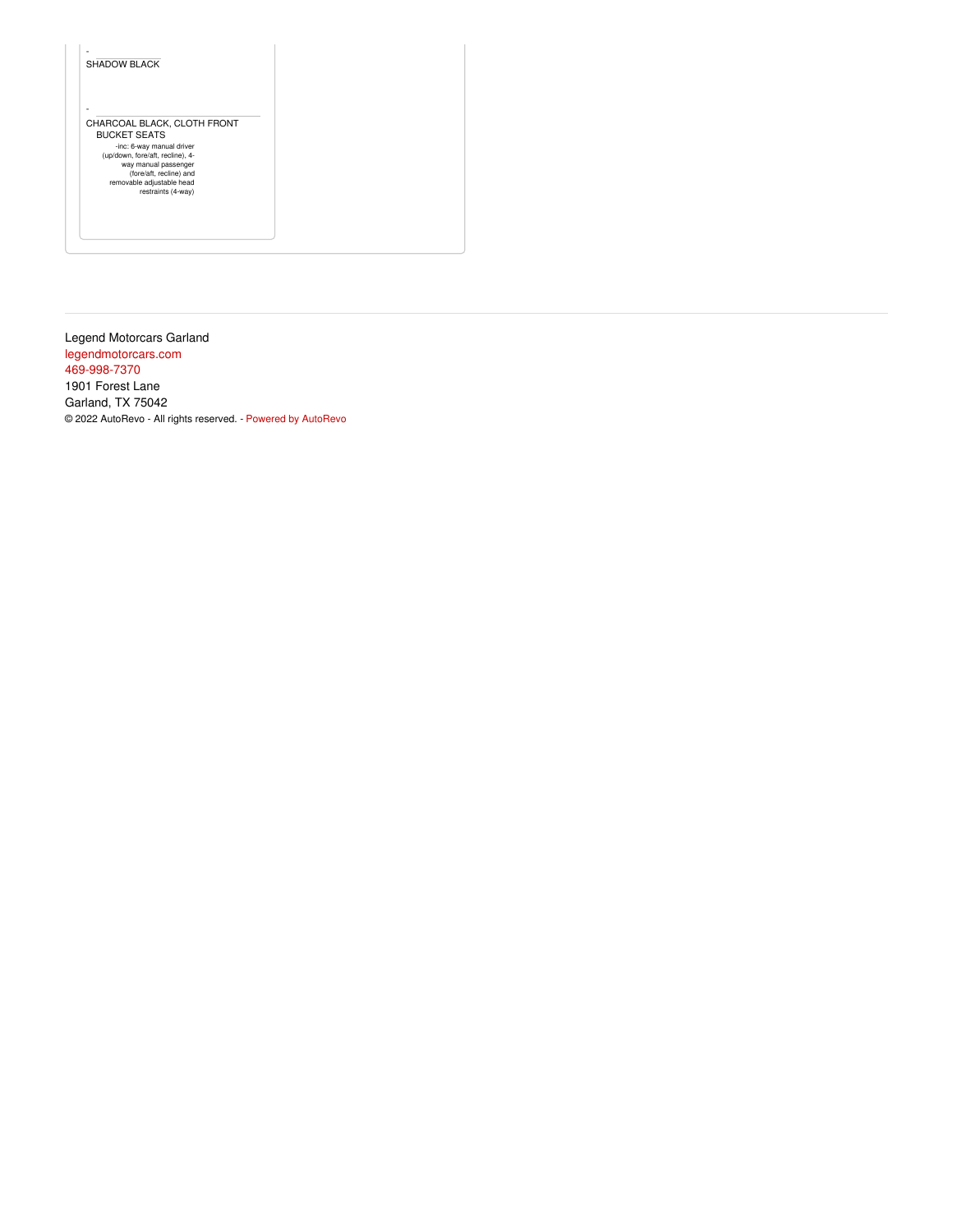-

SHADOW BLACK

-

CHARCOAL BLACK, CLOTH FRONT BUCKET SEATS

-inc: 6-way manual driver (up/down, fore/aft, recline), 4-way manual passenger (fore/aft, recline) and removable adjustable head restraints (4-way)

---

Legend Motorcars Garland
legendmotorcars.com
469-998-7370
1901 Forest Lane
Garland, TX 75042
© 2022 AutoRevo - All rights reserved. - Powered by AutoRevo